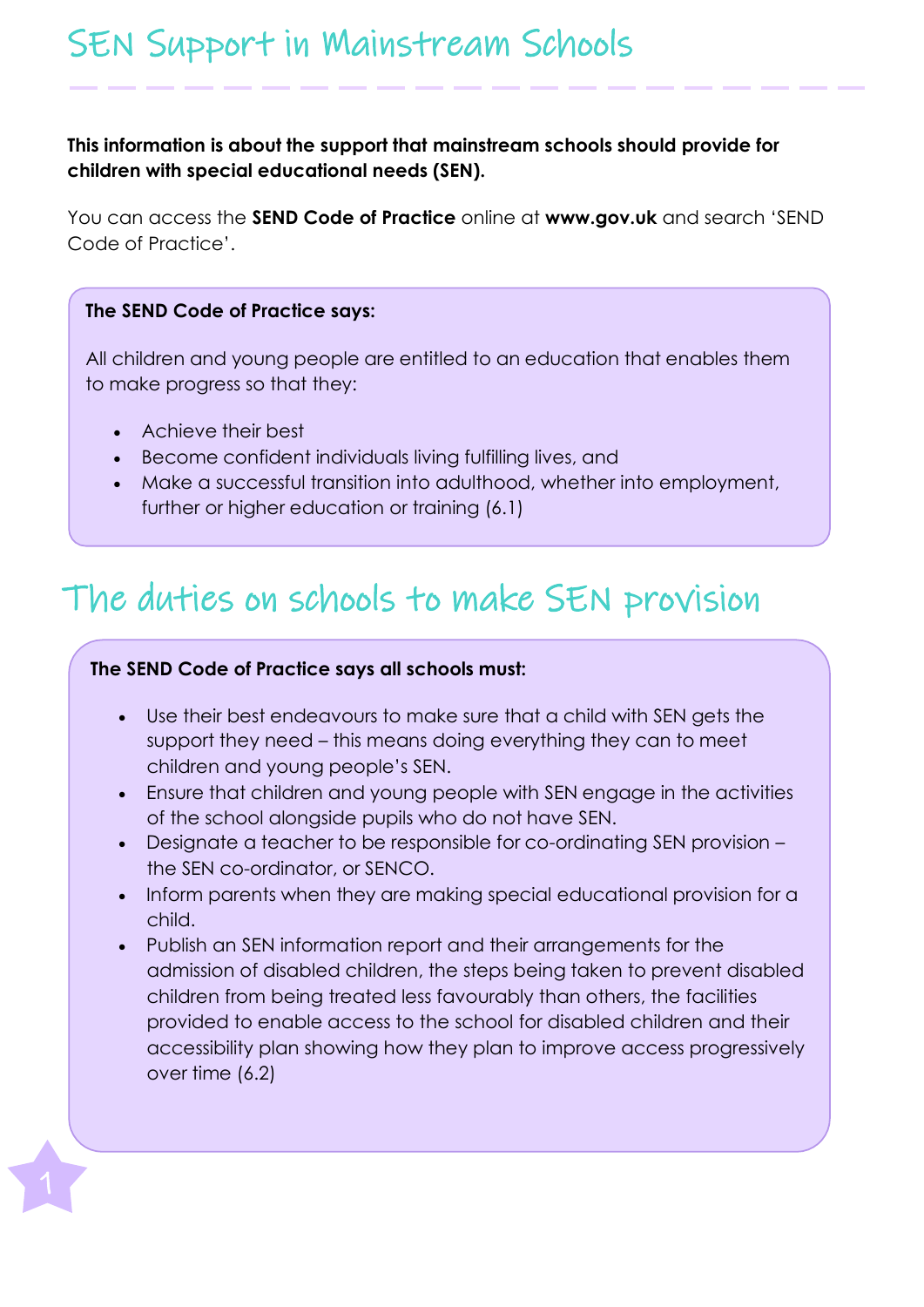# SEN Support in Mainstream Schools

**This information is about the support that mainstream schools should provide for children with special educational needs (SEN).**

You can access the **SEND Code of Practice** online at **www.gov.uk** and search 'SEND Code of Practice'.

**The SEND Code of Practice says:**

All children and young people are entitled to an education that enables them to make progress so that they:

- Achieve their best
- Become confident individuals living fulfilling lives, and
- Make a successful transition into adulthood, whether into employment, further or higher education or training (6.1)

## The duties on schools to make SEN provision

**The SEND Code of Practice says all schools must:**

- Use their best endeavours to make sure that a child with SEN gets the support they need – this means doing everything they can to meet children and young people's SEN.
- Ensure that children and young people with SEN engage in the activities of the school alongside pupils who do not have SEN.
- Designate a teacher to be responsible for co-ordinating SEN provision – the SEN co-ordinator, or SENCO.
- Inform parents when they are making special educational provision for a child.
- Publish an SEN information report and their arrangements for the admission of disabled children, the steps being taken to prevent disabled children from being treated less favourably than others, the facilities provided to enable access to the school for disabled children and their accessibility plan showing how they plan to improve access progressively over time (6.2)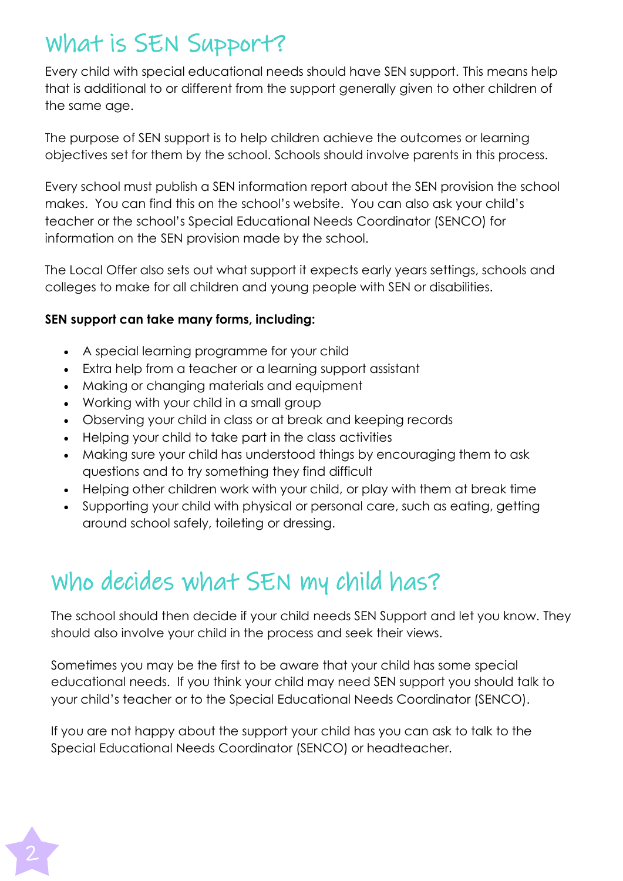# What is SEN Support?

Every child with special educational needs should have SEN support. This means help that is additional to or different from the support generally given to other children of the same age.

The purpose of SEN support is to help children achieve the outcomes or learning objectives set for them by the school. Schools should involve parents in this process.

Every school must publish a SEN information report about the SEN provision the school makes. You can find this on the school's website. You can also ask your child's teacher or the school's Special Educational Needs Coordinator (SENCO) for information on the SEN provision made by the school.

The Local Offer also sets out what support it expects early years settings, schools and colleges to make for all children and young people with SEN or disabilities.

**SEN support can take many forms, including:**

- A special learning programme for your child
- Extra help from a teacher or a learning support assistant
- Making or changing materials and equipment
- Working with your child in a small group
- Observing your child in class or at break and keeping records
- Helping your child to take part in the class activities
- Making sure your child has understood things by encouraging them to ask questions and to try something they find difficult
- Helping other children work with your child, or play with them at break time
- Supporting your child with physical or personal care, such as eating, getting around school safely, toileting or dressing.

# Who decides what SEN my child has?

The school should then decide if your child needs SEN Support and let you know. They should also involve your child in the process and seek their views.

Sometimes you may be the first to be aware that your child has some special educational needs. If you think your child may need SEN support you should talk to your child's teacher or to the Special Educational Needs Coordinator (SENCO).

If you are not happy about the support your child has you can ask to talk to the Special Educational Needs Coordinator (SENCO) or headteacher.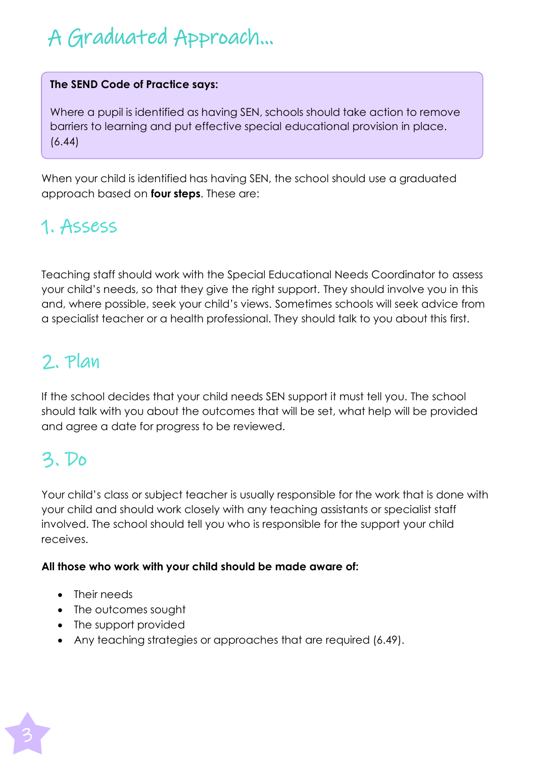# A Graduated Approach...

> **The SEND Code of Practice says:**
>
> Where a pupil is identified as having SEN, schools should take action to remove barriers to learning and put effective special educational provision in place. (6.44)

When your child is identified has having SEN, the school should use a graduated approach based on **four steps**. These are:

## 1. Assess

Teaching staff should work with the Special Educational Needs Coordinator to assess your child's needs, so that they give the right support. They should involve you in this and, where possible, seek your child's views. Sometimes schools will seek advice from a specialist teacher or a health professional. They should talk to you about this first.

## 2. Plan

If the school decides that your child needs SEN support it must tell you. The school should talk with you about the outcomes that will be set, what help will be provided and agree a date for progress to be reviewed.

## 3. Do

Your child's class or subject teacher is usually responsible for the work that is done with your child and should work closely with any teaching assistants or specialist staff involved. The school should tell you who is responsible for the support your child receives.

**All those who work with your child should be made aware of:**

- Their needs
- The outcomes sought
- The support provided
- Any teaching strategies or approaches that are required (6.49).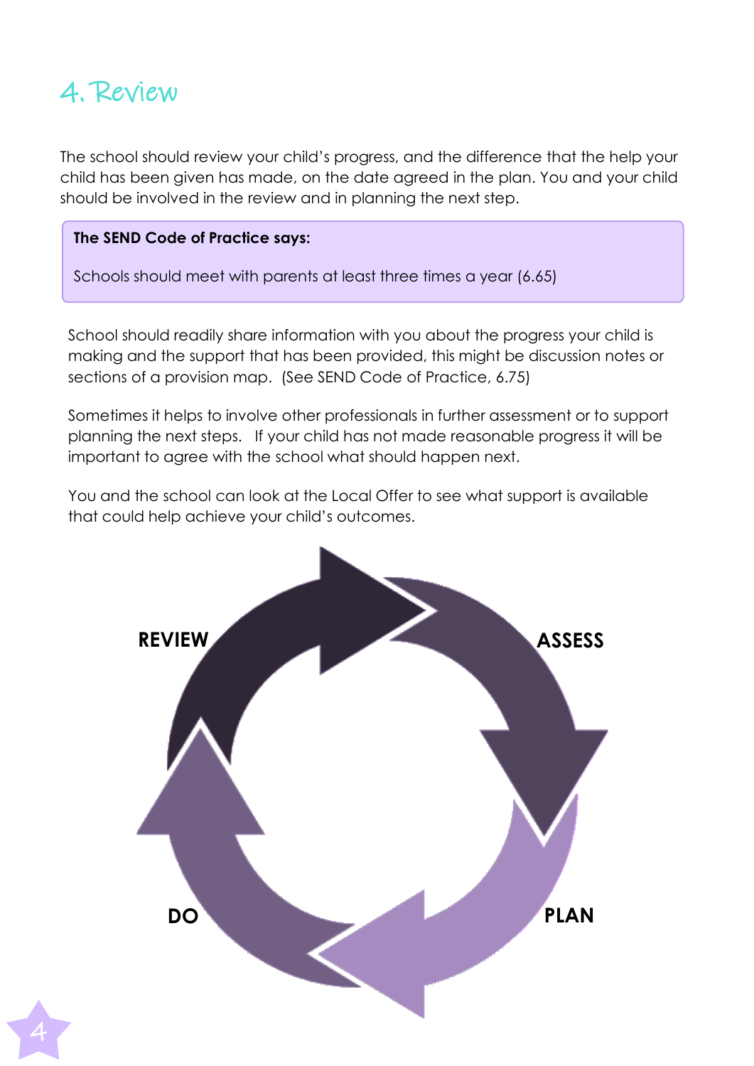# 4. Review

The school should review your child's progress, and the difference that the help your child has been given has made, on the date agreed in the plan. You and your child should be involved in the review and in planning the next step.

> **The SEND Code of Practice says:**
>
> Schools should meet with parents at least three times a year (6.65)

School should readily share information with you about the progress your child is making and the support that has been provided, this might be discussion notes or sections of a provision map. (See SEND Code of Practice, 6.75)

Sometimes it helps to involve other professionals in further assessment or to support planning the next steps. If your child has not made reasonable progress it will be important to agree with the school what should happen next.

You and the school can look at the Local Offer to see what support is available that could help achieve your child's outcomes.

**REVIEW** **ASSESS** **PLAN** **DO**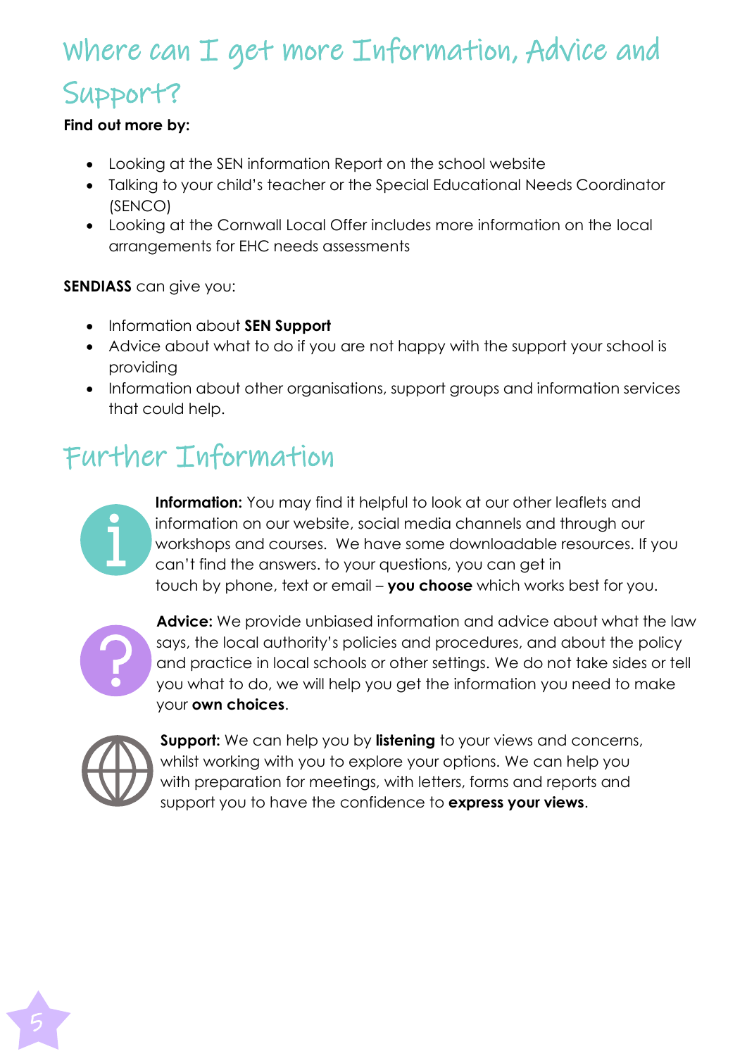# Where can I get more Information, Advice and Support?

**Find out more by:**

- Looking at the SEN information Report on the school website
- Talking to your child's teacher or the Special Educational Needs Coordinator (SENCO)
- Looking at the Cornwall Local Offer includes more information on the local arrangements for EHC needs assessments

**SENDIASS** can give you:

- Information about **SEN Support**
- Advice about what to do if you are not happy with the support your school is providing
- Information about other organisations, support groups and information services that could help.

# Further Information

**Information:** You may find it helpful to look at our other leaflets and information on our website, social media channels and through our workshops and courses. We have some downloadable resources. If you can't find the answers. to your questions, you can get in touch by phone, text or email – **you choose** which works best for you.

**Advice:** We provide unbiased information and advice about what the law says, the local authority's policies and procedures, and about the policy and practice in local schools or other settings. We do not take sides or tell you what to do, we will help you get the information you need to make your **own choices**.

**Support:** We can help you by **listening** to your views and concerns, whilst working with you to explore your options. We can help you with preparation for meetings, with letters, forms and reports and support you to have the confidence to **express your views**.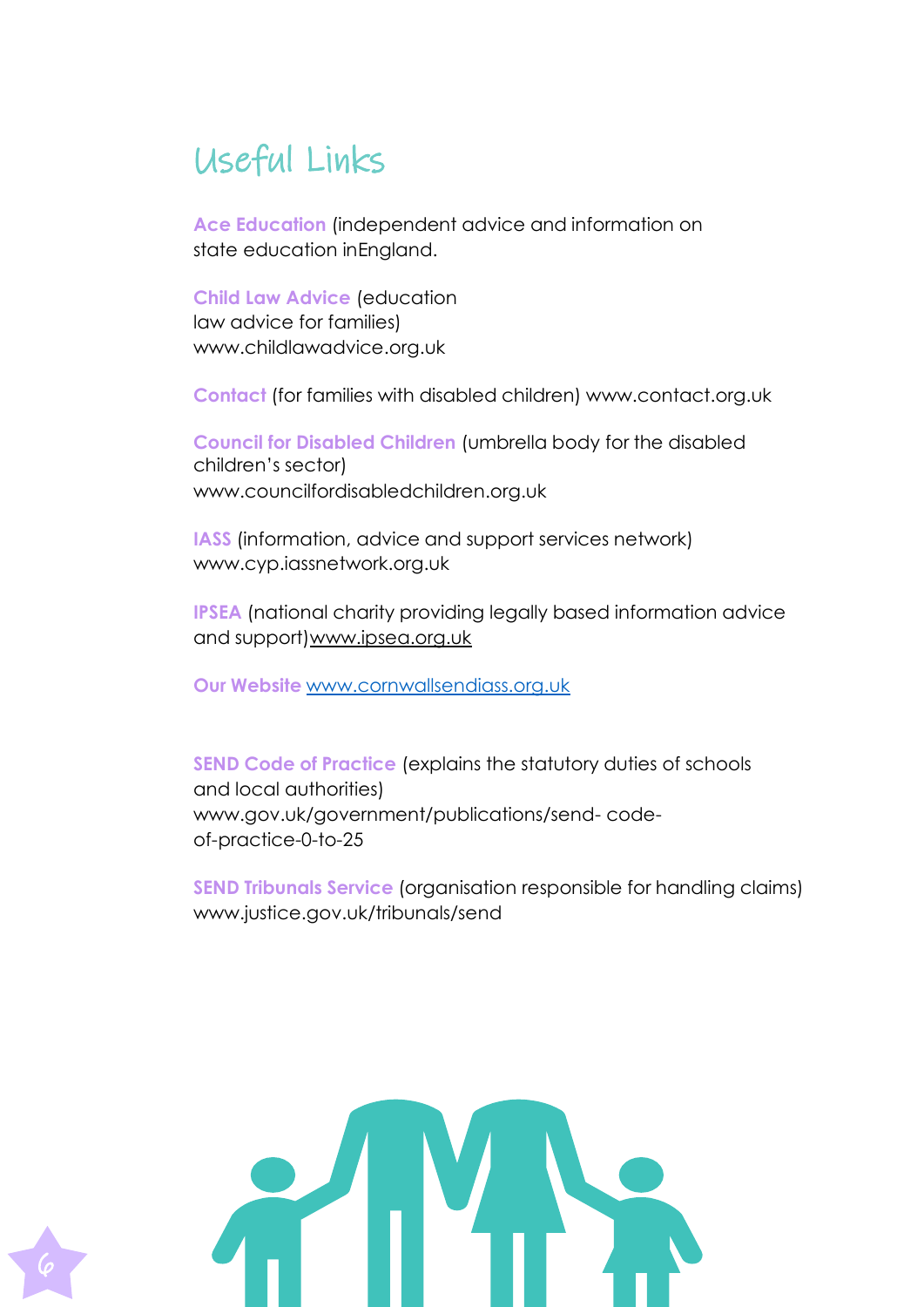# Useful Links

**Ace Education** (independent advice and information on state education inEngland.

**Child Law Advice** (education law advice for families) www.childlawadvice.org.uk

**Contact** (for families with disabled children) www.contact.org.uk

**Council for Disabled Children** (umbrella body for the disabled children's sector) www.councilfordisabledchildren.org.uk

**IASS** (information, advice and support services network) www.cyp.iassnetwork.org.uk

**IPSEA** (national charity providing legally based information advice and support)www.ipsea.org.uk

**Our Website** www.cornwallsendiass.org.uk

**SEND Code of Practice** (explains the statutory duties of schools and local authorities) www.gov.uk/government/publications/send- code-of-practice-0-to-25

**SEND Tribunals Service** (organisation responsible for handling claims) www.justice.gov.uk/tribunals/send